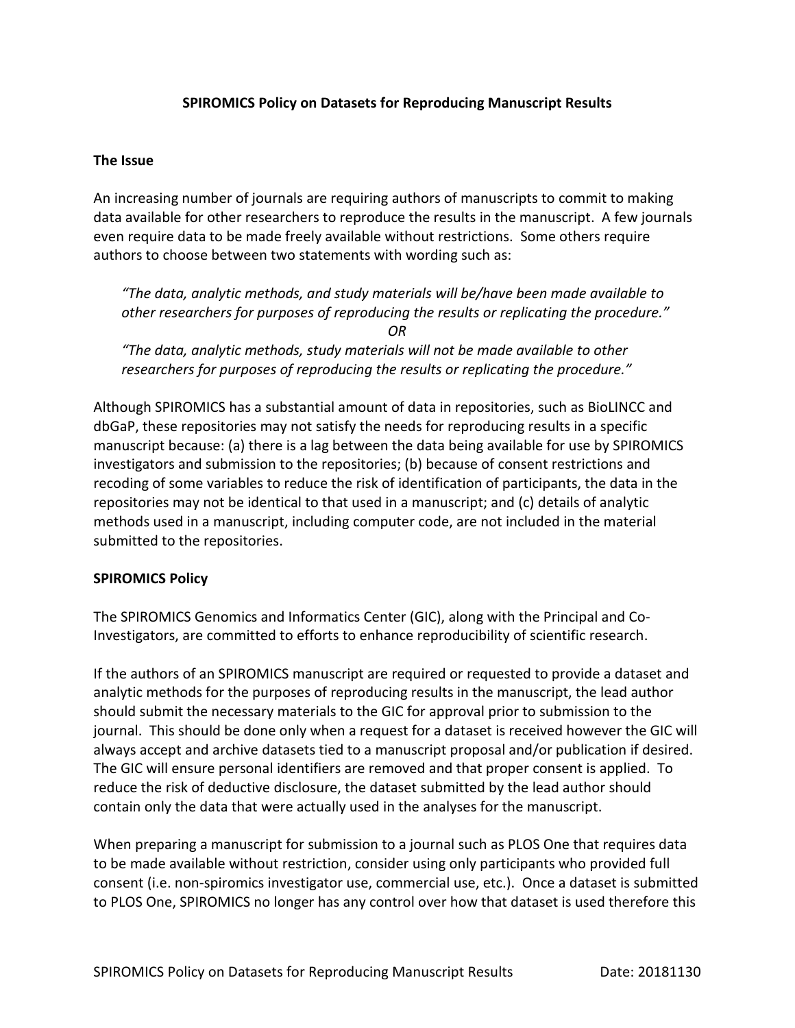# SPIROMICS Policy on Datasets for Reproducing Manuscript Results

## The Issue

An increasing number of journals are requiring authors of manuscripts to commit to making data available for other researchers to reproduce the results in the manuscript. A few journals even require data to be made freely available without restrictions. Some others require authors to choose between two statements with wording such as:

> *"The data, analytic methods, and study materials will be/have been made available to other researchers for purposes of reproducing the results or replicating the procedure."*
>
> *OR*
>
> *"The data, analytic methods, study materials will not be made available to other researchers for purposes of reproducing the results or replicating the procedure."*

Although SPIROMICS has a substantial amount of data in repositories, such as BioLINCC and dbGaP, these repositories may not satisfy the needs for reproducing results in a specific manuscript because: (a) there is a lag between the data being available for use by SPIROMICS investigators and submission to the repositories; (b) because of consent restrictions and recoding of some variables to reduce the risk of identification of participants, the data in the repositories may not be identical to that used in a manuscript; and (c) details of analytic methods used in a manuscript, including computer code, are not included in the material submitted to the repositories.

## SPIROMICS Policy

The SPIROMICS Genomics and Informatics Center (GIC), along with the Principal and Co-Investigators, are committed to efforts to enhance reproducibility of scientific research.

If the authors of an SPIROMICS manuscript are required or requested to provide a dataset and analytic methods for the purposes of reproducing results in the manuscript, the lead author should submit the necessary materials to the GIC for approval prior to submission to the journal. This should be done only when a request for a dataset is received however the GIC will always accept and archive datasets tied to a manuscript proposal and/or publication if desired. The GIC will ensure personal identifiers are removed and that proper consent is applied. To reduce the risk of deductive disclosure, the dataset submitted by the lead author should contain only the data that were actually used in the analyses for the manuscript.

When preparing a manuscript for submission to a journal such as PLOS One that requires data to be made available without restriction, consider using only participants who provided full consent (i.e. non-spiromics investigator use, commercial use, etc.). Once a dataset is submitted to PLOS One, SPIROMICS no longer has any control over how that dataset is used therefore this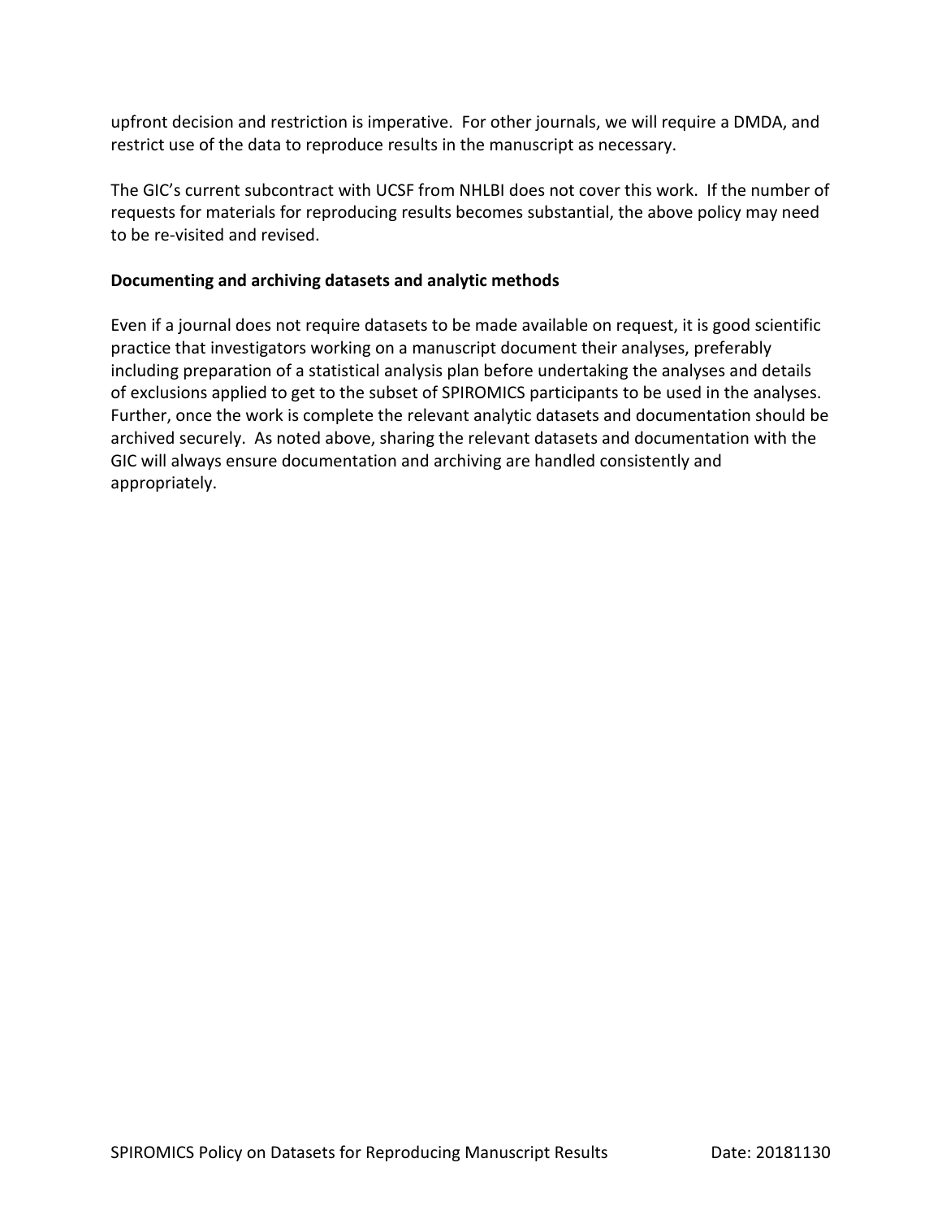upfront decision and restriction is imperative. For other journals, we will require a DMDA, and restrict use of the data to reproduce results in the manuscript as necessary.

The GIC's current subcontract with UCSF from NHLBI does not cover this work. If the number of requests for materials for reproducing results becomes substantial, the above policy may need to be re-visited and revised.

**Documenting and archiving datasets and analytic methods**

Even if a journal does not require datasets to be made available on request, it is good scientific practice that investigators working on a manuscript document their analyses, preferably including preparation of a statistical analysis plan before undertaking the analyses and details of exclusions applied to get to the subset of SPIROMICS participants to be used in the analyses. Further, once the work is complete the relevant analytic datasets and documentation should be archived securely. As noted above, sharing the relevant datasets and documentation with the GIC will always ensure documentation and archiving are handled consistently and appropriately.